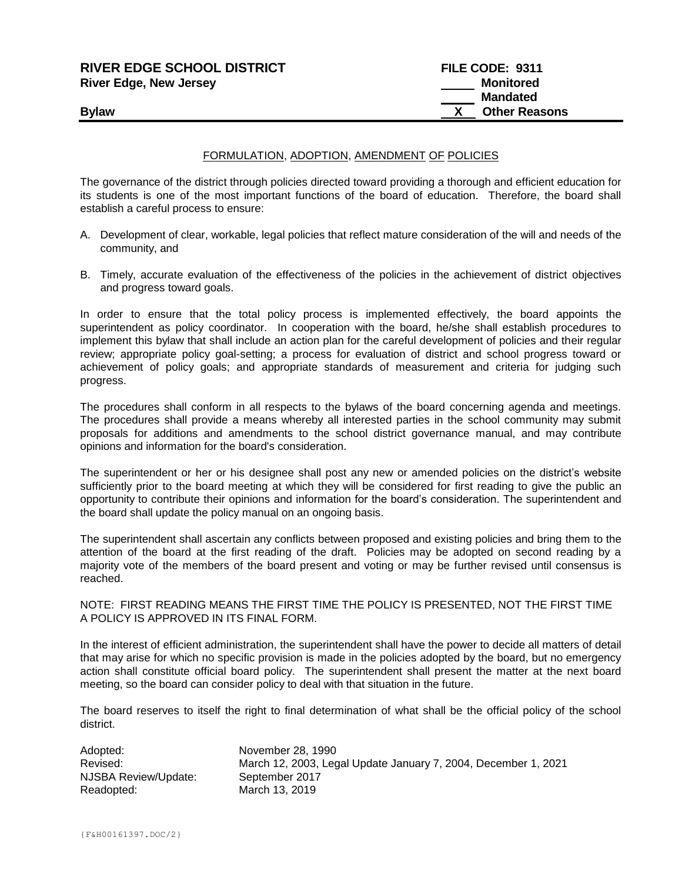**RIVER EDGE SCHOOL DISTRICT**
**River Edge, New Jersey**

**FILE CODE: 9311**
_____ **Monitored**
_____ **Mandated**
__X__ **Other Reasons**

**Bylaw**

## FORMULATION, ADOPTION, AMENDMENT OF POLICIES

The governance of the district through policies directed toward providing a thorough and efficient education for its students is one of the most important functions of the board of education. Therefore, the board shall establish a careful process to ensure:

A. Development of clear, workable, legal policies that reflect mature consideration of the will and needs of the community, and

B. Timely, accurate evaluation of the effectiveness of the policies in the achievement of district objectives and progress toward goals.

In order to ensure that the total policy process is implemented effectively, the board appoints the superintendent as policy coordinator. In cooperation with the board, he/she shall establish procedures to implement this bylaw that shall include an action plan for the careful development of policies and their regular review; appropriate policy goal-setting; a process for evaluation of district and school progress toward or achievement of policy goals; and appropriate standards of measurement and criteria for judging such progress.

The procedures shall conform in all respects to the bylaws of the board concerning agenda and meetings. The procedures shall provide a means whereby all interested parties in the school community may submit proposals for additions and amendments to the school district governance manual, and may contribute opinions and information for the board's consideration.

The superintendent or her or his designee shall post any new or amended policies on the district's website sufficiently prior to the board meeting at which they will be considered for first reading to give the public an opportunity to contribute their opinions and information for the board's consideration. The superintendent and the board shall update the policy manual on an ongoing basis.

The superintendent shall ascertain any conflicts between proposed and existing policies and bring them to the attention of the board at the first reading of the draft. Policies may be adopted on second reading by a majority vote of the members of the board present and voting or may be further revised until consensus is reached.

NOTE: FIRST READING MEANS THE FIRST TIME THE POLICY IS PRESENTED, NOT THE FIRST TIME A POLICY IS APPROVED IN ITS FINAL FORM.

In the interest of efficient administration, the superintendent shall have the power to decide all matters of detail that may arise for which no specific provision is made in the policies adopted by the board, but no emergency action shall constitute official board policy. The superintendent shall present the matter at the next board meeting, so the board can consider policy to deal with that situation in the future.

The board reserves to itself the right to final determination of what shall be the official policy of the school district.

| | |
|---|---|
| Adopted: | November 28, 1990 |
| Revised: | March 12, 2003, Legal Update January 7, 2004, December 1, 2021 |
| NJSBA Review/Update: | September 2017 |
| Readopted: | March 13, 2019 |

{F&H00161397.DOC/2}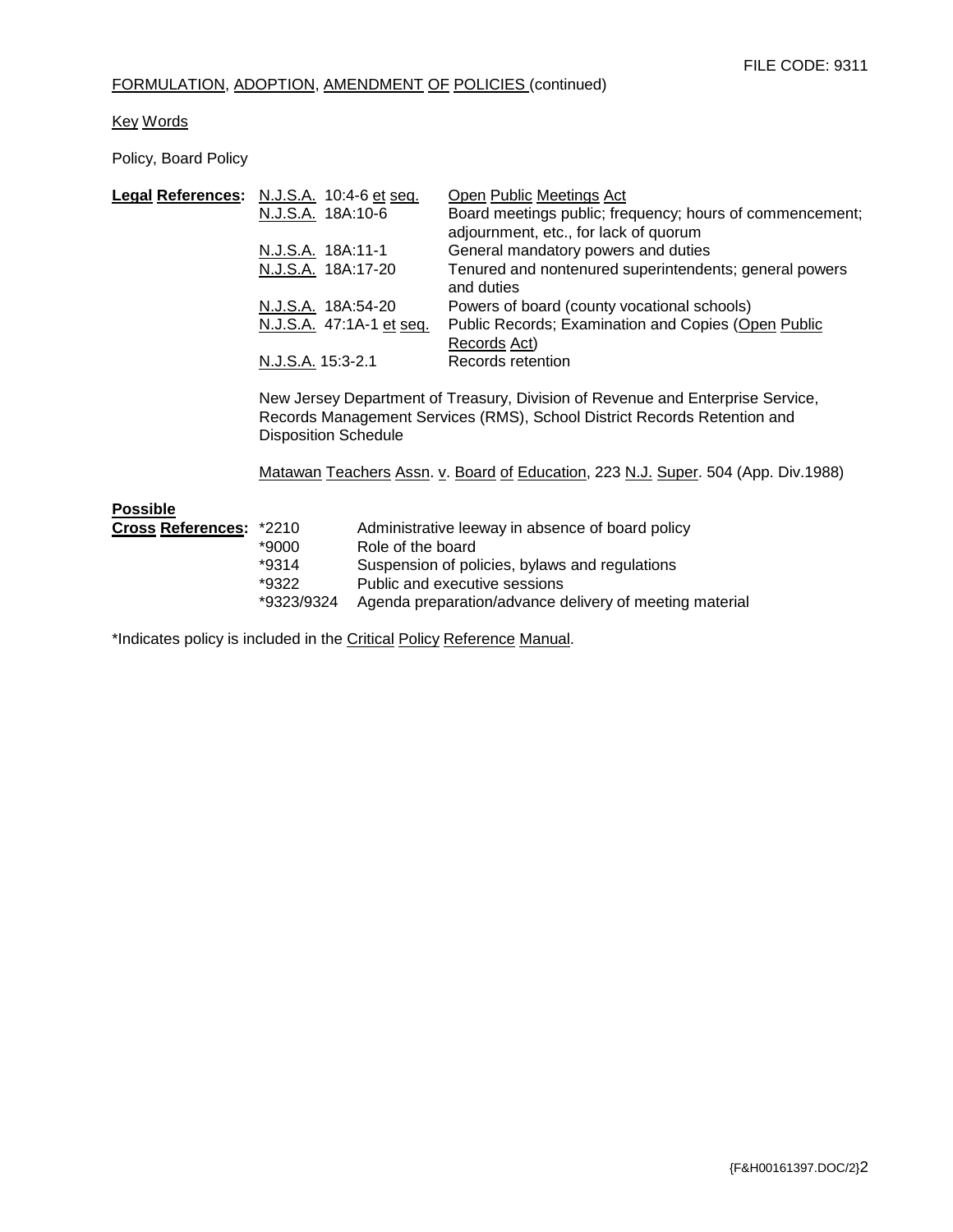FORMULATION, ADOPTION, AMENDMENT OF POLICIES (continued)

Key Words

Policy, Board Policy

**Legal References:**

| | | |
|---|---|---|
| N.J.S.A. 10:4-6 et seq. | Open Public Meetings Act |
| N.J.S.A. 18A:10-6 | Board meetings public; frequency; hours of commencement; adjournment, etc., for lack of quorum |
| N.J.S.A. 18A:11-1 | General mandatory powers and duties |
| N.J.S.A. 18A:17-20 | Tenured and nontenured superintendents; general powers and duties |
| N.J.S.A. 18A:54-20 | Powers of board (county vocational schools) |
| N.J.S.A. 47:1A-1 et seq. | Public Records; Examination and Copies (Open Public Records Act) |
| N.J.S.A. 15:3-2.1 | Records retention |

New Jersey Department of Treasury, Division of Revenue and Enterprise Service, Records Management Services (RMS), School District Records Retention and Disposition Schedule

Matawan Teachers Assn. v. Board of Education, 223 N.J. Super. 504 (App. Div.1988)

**Possible Cross References:**

| | |
|---|---|
| *2210 | Administrative leeway in absence of board policy |
| *9000 | Role of the board |
| *9314 | Suspension of policies, bylaws and regulations |
| *9322 | Public and executive sessions |
| *9323/9324 | Agenda preparation/advance delivery of meeting material |

*Indicates policy is included in the Critical Policy Reference Manual.

{F&H00161397.DOC/2}